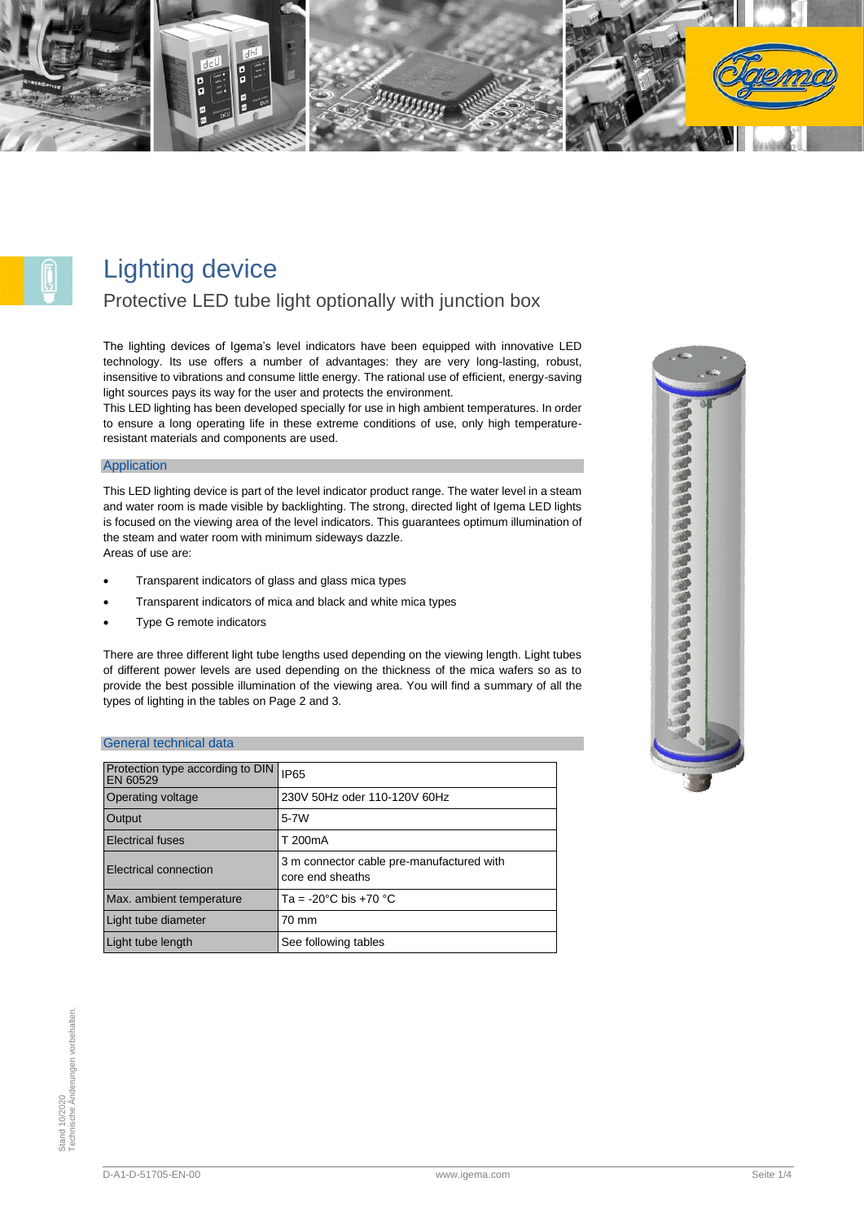# Lighting device

## Protective LED tube light optionally with junction box

The lighting devices of Igema's level indicators have been equipped with innovative LED technology. Its use offers a number of advantages: they are very long-lasting, robust, insensitive to vibrations and consume little energy. The rational use of efficient, energy-saving light sources pays its way for the user and protects the environment.
This LED lighting has been developed specially for use in high ambient temperatures. In order to ensure a long operating life in these extreme conditions of use, only high temperature-resistant materials and components are used.

### Application

This LED lighting device is part of the level indicator product range. The water level in a steam and water room is made visible by backlighting. The strong, directed light of Igema LED lights is focused on the viewing area of the level indicators. This guarantees optimum illumination of the steam and water room with minimum sideways dazzle.
Areas of use are:

- Transparent indicators of glass and glass mica types
- Transparent indicators of mica and black and white mica types
- Type G remote indicators

There are three different light tube lengths used depending on the viewing length. Light tubes of different power levels are used depending on the thickness of the mica wafers so as to provide the best possible illumination of the viewing area. You will find a summary of all the types of lighting in the tables on Page 2 and 3.

### General technical data

| | |
|---|---|
| Protection type according to DIN EN 60529 | IP65 |
| Operating voltage | 230V 50Hz oder 110-120V 60Hz |
| Output | 5-7W |
| Electrical fuses | T 200mA |
| Electrical connection | 3 m connector cable pre-manufactured with core end sheaths |
| Max. ambient temperature | Ta = -20°C bis +70 °C |
| Light tube diameter | 70 mm |
| Light tube length | See following tables |

Stand 10/2020
Technische Änderungen vorbehalten.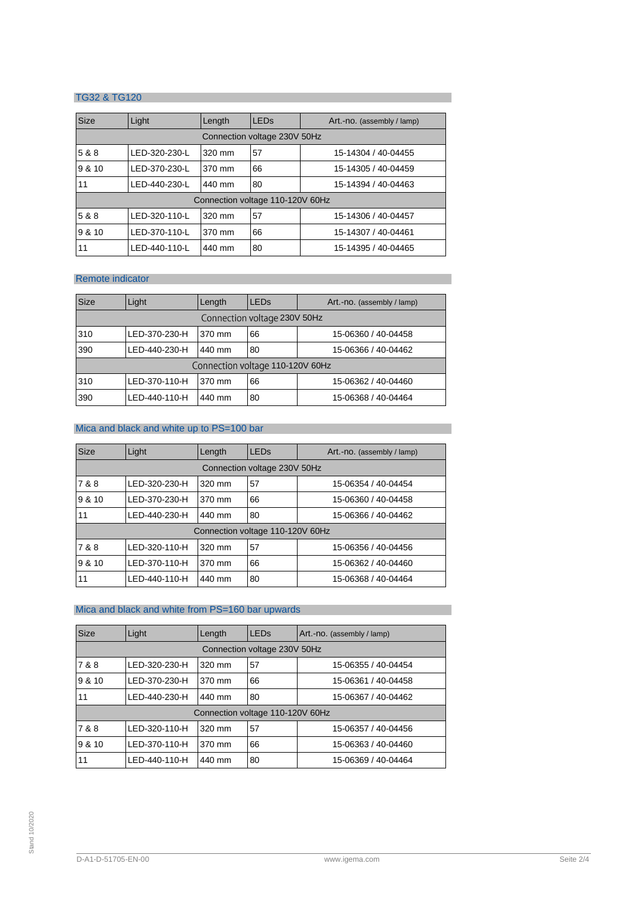## TG32 & TG120

| Size | Light | Length | LEDs | Art.-no. (assembly / lamp) |
|---|---|---|---|---|
| Connection voltage 230V 50Hz | | | | |
| 5 & 8 | LED-320-230-L | 320 mm | 57 | 15-14304 / 40-04455 |
| 9 & 10 | LED-370-230-L | 370 mm | 66 | 15-14305 / 40-04459 |
| 11 | LED-440-230-L | 440 mm | 80 | 15-14394 / 40-04463 |
| Connection voltage 110-120V 60Hz | | | | |
| 5 & 8 | LED-320-110-L | 320 mm | 57 | 15-14306 / 40-04457 |
| 9 & 10 | LED-370-110-L | 370 mm | 66 | 15-14307 / 40-04461 |
| 11 | LED-440-110-L | 440 mm | 80 | 15-14395 / 40-04465 |

## Remote indicator

| Size | Light | Length | LEDs | Art.-no. (assembly / lamp) |
|---|---|---|---|---|
| Connection voltage 230V 50Hz | | | | |
| 310 | LED-370-230-H | 370 mm | 66 | 15-06360 / 40-04458 |
| 390 | LED-440-230-H | 440 mm | 80 | 15-06366 / 40-04462 |
| Connection voltage 110-120V 60Hz | | | | |
| 310 | LED-370-110-H | 370 mm | 66 | 15-06362 / 40-04460 |
| 390 | LED-440-110-H | 440 mm | 80 | 15-06368 / 40-04464 |

## Mica and black and white up to PS=100 bar

| Size | Light | Length | LEDs | Art.-no. (assembly / lamp) |
|---|---|---|---|---|
| Connection voltage 230V 50Hz | | | | |
| 7 & 8 | LED-320-230-H | 320 mm | 57 | 15-06354 / 40-04454 |
| 9 & 10 | LED-370-230-H | 370 mm | 66 | 15-06360 / 40-04458 |
| 11 | LED-440-230-H | 440 mm | 80 | 15-06366 / 40-04462 |
| Connection voltage 110-120V 60Hz | | | | |
| 7 & 8 | LED-320-110-H | 320 mm | 57 | 15-06356 / 40-04456 |
| 9 & 10 | LED-370-110-H | 370 mm | 66 | 15-06362 / 40-04460 |
| 11 | LED-440-110-H | 440 mm | 80 | 15-06368 / 40-04464 |

## Mica and black and white from PS=160 bar upwards

| Size | Light | Length | LEDs | Art.-no. (assembly / lamp) |
|---|---|---|---|---|
| Connection voltage 230V 50Hz | | | | |
| 7 & 8 | LED-320-230-H | 320 mm | 57 | 15-06355 / 40-04454 |
| 9 & 10 | LED-370-230-H | 370 mm | 66 | 15-06361 / 40-04458 |
| 11 | LED-440-230-H | 440 mm | 80 | 15-06367 / 40-04462 |
| Connection voltage 110-120V 60Hz | | | | |
| 7 & 8 | LED-320-110-H | 320 mm | 57 | 15-06357 / 40-04456 |
| 9 & 10 | LED-370-110-H | 370 mm | 66 | 15-06363 / 40-04460 |
| 11 | LED-440-110-H | 440 mm | 80 | 15-06369 / 40-04464 |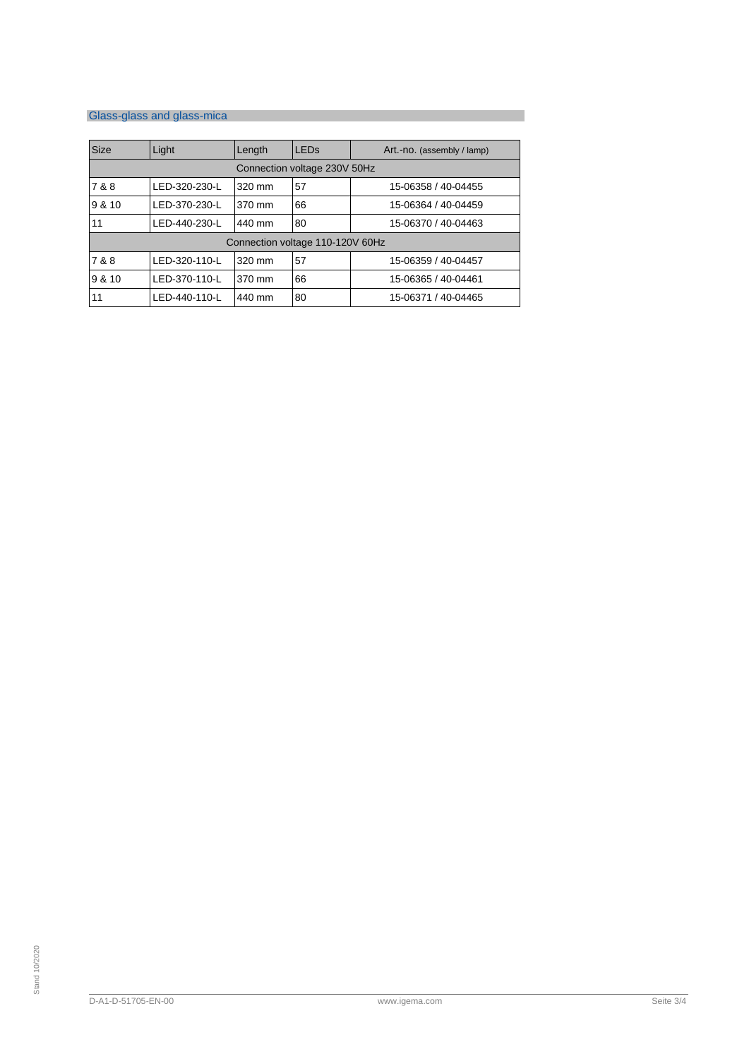## Glass-glass and glass-mica

| Size | Light | Length | LEDs | Art.-no. (assembly / lamp) |
|---|---|---|---|---|
| Connection voltage 230V 50Hz | | | | |
| 7 & 8 | LED-320-230-L | 320 mm | 57 | 15-06358 / 40-04455 |
| 9 & 10 | LED-370-230-L | 370 mm | 66 | 15-06364 / 40-04459 |
| 11 | LED-440-230-L | 440 mm | 80 | 15-06370 / 40-04463 |
| Connection voltage 110-120V 60Hz | | | | |
| 7 & 8 | LED-320-110-L | 320 mm | 57 | 15-06359 / 40-04457 |
| 9 & 10 | LED-370-110-L | 370 mm | 66 | 15-06365 / 40-04461 |
| 11 | LED-440-110-L | 440 mm | 80 | 15-06371 / 40-04465 |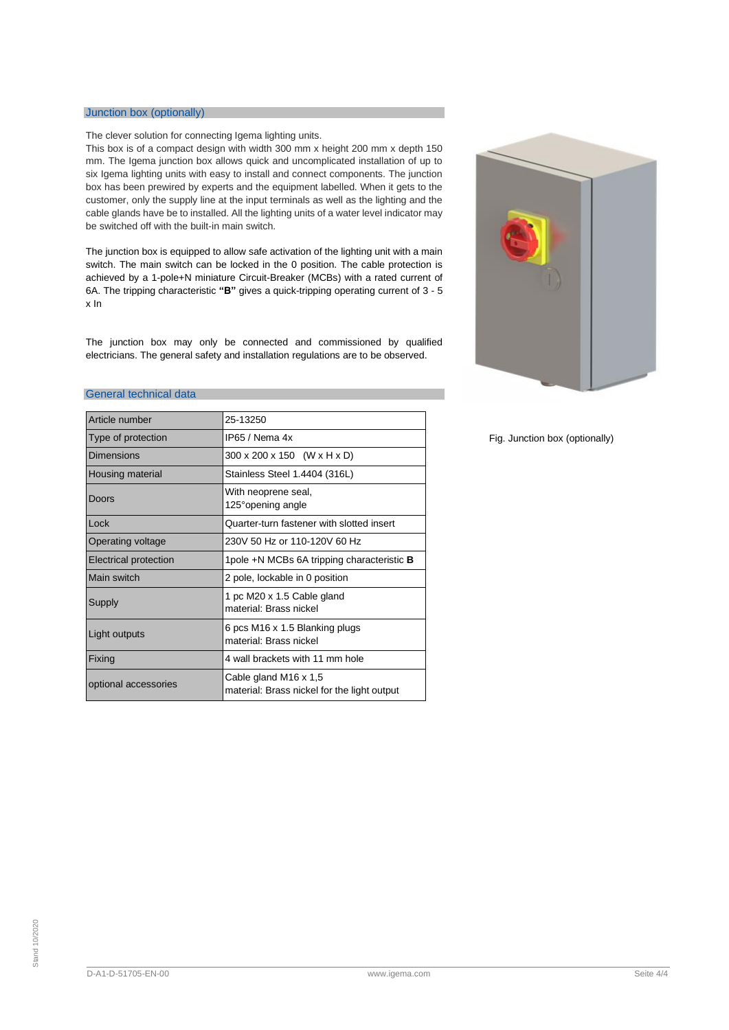## Junction box (optionally)

The clever solution for connecting Igema lighting units.
This box is of a compact design with width 300 mm x height 200 mm x depth 150 mm. The Igema junction box allows quick and uncomplicated installation of up to six Igema lighting units with easy to install and connect components. The junction box has been prewired by experts and the equipment labelled. When it gets to the customer, only the supply line at the input terminals as well as the lighting and the cable glands have be to installed. All the lighting units of a water level indicator may be switched off with the built-in main switch.

The junction box is equipped to allow safe activation of the lighting unit with a main switch. The main switch can be locked in the 0 position. The cable protection is achieved by a 1-pole+N miniature Circuit-Breaker (MCBs) with a rated current of 6A. The tripping characteristic **"B"** gives a quick-tripping operating current of 3 - 5 x In

The junction box may only be connected and commissioned by qualified electricians. The general safety and installation regulations are to be observed.

Fig. Junction box (optionally)

## General technical data

| | |
|---|---|
| Article number | 25-13250 |
| Type of protection | IP65 / Nema 4x |
| Dimensions | 300 x 200 x 150 (W x H x D) |
| Housing material | Stainless Steel 1.4404 (316L) |
| Doors | With neoprene seal,<br>125°opening angle |
| Lock | Quarter-turn fastener with slotted insert |
| Operating voltage | 230V 50 Hz or 110-120V 60 Hz |
| Electrical protection | 1pole +N MCBs 6A tripping characteristic **B** |
| Main switch | 2 pole, lockable in 0 position |
| Supply | 1 pc M20 x 1.5 Cable gland<br>material: Brass nickel |
| Light outputs | 6 pcs M16 x 1.5 Blanking plugs<br>material: Brass nickel |
| Fixing | 4 wall brackets with 11 mm hole |
| optional accessories | Cable gland M16 x 1,5<br>material: Brass nickel for the light output |